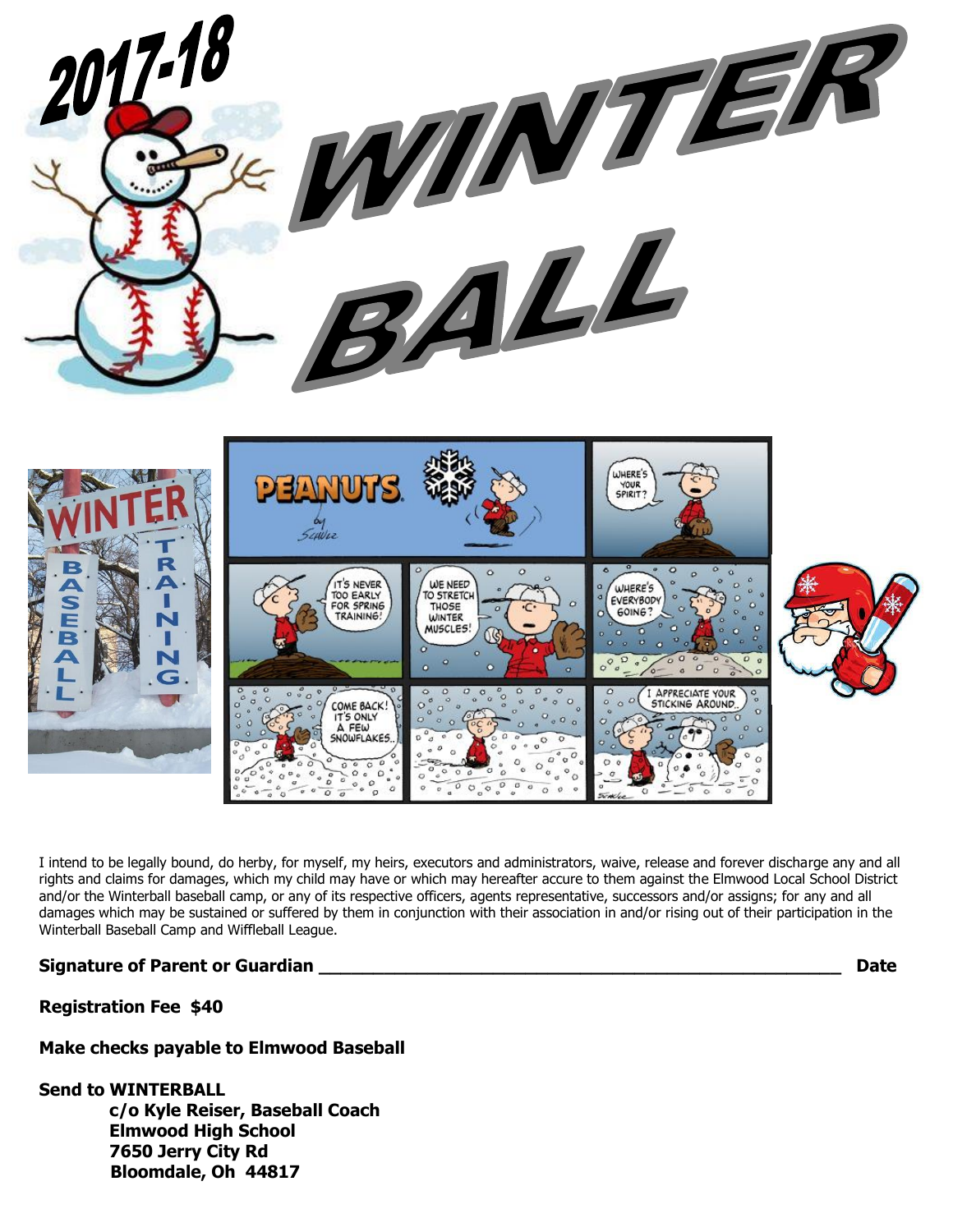# 2017-18 WINTER BALL

I intend to be legally bound, do herby, for myself, my heirs, executors and administrators, waive, release and forever discharge any and all rights and claims for damages, which my child may have or which may hereafter accure to them against the Elmwood Local School District and/or the Winterball baseball camp, or any of its respective officers, agents representative, successors and/or assigns; for any and all damages which may be sustained or suffered by them in conjunction with their association in and/or rising out of their participation in the Winterball Baseball Camp and Wiffleball League.

**Signature of Parent or Guardian \_\_\_\_\_\_\_\_\_\_\_\_\_\_\_\_\_\_\_\_\_\_\_\_\_\_\_\_\_\_\_\_\_\_\_\_\_\_\_\_\_\_\_\_\_\_\_\_ Date**

**Registration Fee $40**

**Make checks payable to Elmwood Baseball**

**Send to WINTERBALL**
**c/o Kyle Reiser, Baseball Coach**
**Elmwood High School**
**7650 Jerry City Rd**
**Bloomdale, Oh 44817**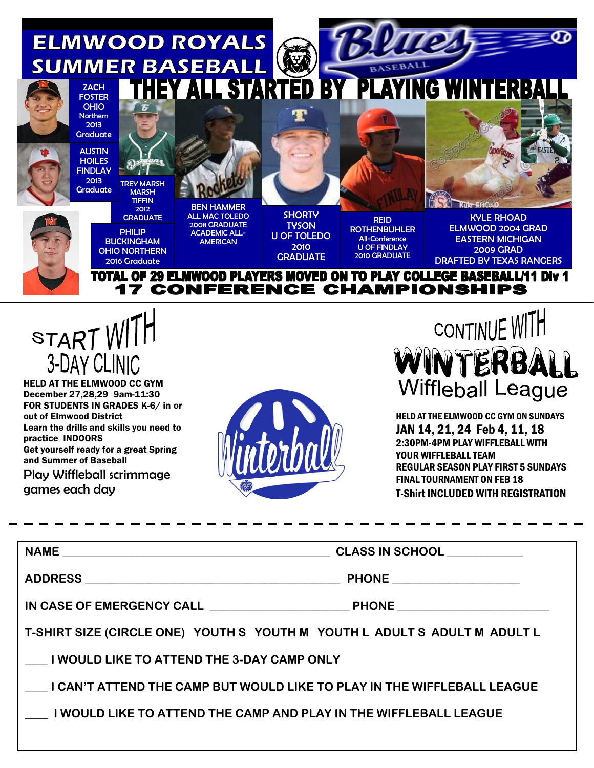# ELMWOOD ROYALS SUMMER BASEBALL

Blues BASEBALL

## THEY ALL STARTED BY PLAYING WINTERBALL

ZACH FOSTER
OHIO Northern
2013 Graduate

AUSTIN HOILES
FINDLAY
2013 Graduate

TREY MARSH
MARSH
TIFFIN
2012 GRADUATE

PHILIP BUCKINGHAM
OHIO NORTHERN
2016 Graduate

BEN HAMMER
ALL MAC TOLEDO
2008 GRADUATE
ACADEMIC ALL-AMERICAN

SHORTY TYSON
U OF TOLEDO
2010 GRADUATE

REID ROTHENBUHLER
All-Conference
U OF FINDLAY
2010 GRADUATE

KYLE RHOAD
ELMWOOD 2004 GRAD
EASTERN MICHIGAN
2009 GRAD
DRAFTED BY TEXAS RANGERS

**TOTAL OF 29 ELMWOOD PLAYERS MOVED ON TO PLAY COLLEGE BASEBALL/11 Div 1**

**17 CONFERENCE CHAMPIONSHIPS**

## START WITH 3-DAY CLINIC

**HELD AT THE ELMWOOD CC GYM**
**December 27,28,29 9am-11:30**
**FOR STUDENTS IN GRADES K-6/ in or out of Elmwood District**
**Learn the drills and skills you need to practice INDOORS**
**Get yourself ready for a great Spring and Summer of Baseball**
Play Wiffleball scrimmage games each day

Winterball

## CONTINUE WITH WINTERBALL Wiffleball League

**HELD AT THE ELMWOOD CC GYM ON SUNDAYS**
**JAN 14, 21, 24 Feb 4, 11, 18**
**2:30PM-4PM PLAY WIFFLEBALL WITH YOUR WIFFLEBALL TEAM**
**REGULAR SEASON PLAY FIRST 5 SUNDAYS**
**FINAL TOURNAMENT ON FEB 18**
**T-Shirt INCLUDED WITH REGISTRATION**

---

NAME ___________________________________________ CLASS IN SCHOOL ___________

ADDRESS ________________________________________ PHONE ___________________

IN CASE OF EMERGENCY CALL _____________________ PHONE _______________________

T-SHIRT SIZE (CIRCLE ONE) YOUTH S YOUTH M YOUTH L ADULT S ADULT M ADULT L

____ I WOULD LIKE TO ATTEND THE 3-DAY CAMP ONLY

____ I CAN'T ATTEND THE CAMP BUT WOULD LIKE TO PLAY IN THE WIFFLEBALL LEAGUE

____ I WOULD LIKE TO ATTEND THE CAMP AND PLAY IN THE WIFFLEBALL LEAGUE